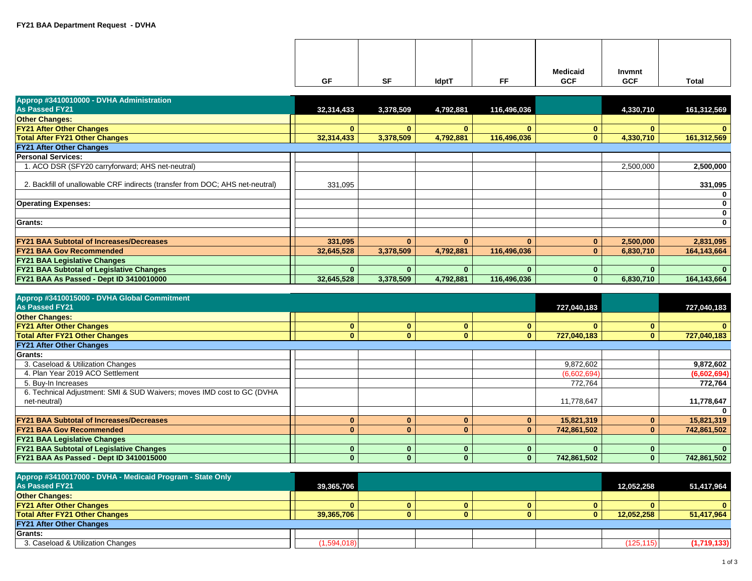## FY21 BAA Department Request - DVHA

| | GF | SF | IdptT | FF | Medicaid GCF | Invmnt GCF | Total |
|---|---|---|---|---|---|---|---|
| **Approp #3410010000 - DVHA Administration** | | | | | | | |
| **As Passed FY21** | 32,314,433 | 3,378,509 | 4,792,881 | 116,496,036 | | 4,330,710 | 161,312,569 |
| **Other Changes:** | | | | | | | |
| **FY21 After Other Changes** | 0 | 0 | 0 | 0 | 0 | 0 | 0 |
| **Total After FY21 Other Changes** | 32,314,433 | 3,378,509 | 4,792,881 | 116,496,036 | 0 | 4,330,710 | 161,312,569 |
| **FY21 After Other Changes** | | | | | | | |
| **Personal Services:** | | | | | | | |
| 1. ACO DSR (SFY20 carryforward; AHS net-neutral) | | | | | | 2,500,000 | 2,500,000 |
| 2. Backfill of unallowable CRF indirects (transfer from DOC; AHS net-neutral) | 331,095 | | | | | | 331,095 |
| | | | | | | | 0 |
| **Operating Expenses:** | | | | | | | 0 |
| | | | | | | | 0 |
| **Grants:** | | | | | | | 0 |
| | | | | | | | |
| **FY21 BAA Subtotal of Increases/Decreases** | 331,095 | 0 | 0 | 0 | 0 | 2,500,000 | 2,831,095 |
| **FY21 BAA Gov Recommended** | 32,645,528 | 3,378,509 | 4,792,881 | 116,496,036 | 0 | 6,830,710 | 164,143,664 |
| **FY21 BAA Legislative Changes** | | | | | | | |
| **FY21 BAA Subtotal of Legislative Changes** | 0 | 0 | 0 | 0 | 0 | 0 | 0 |
| **FY21 BAA As Passed - Dept ID 3410010000** | 32,645,528 | 3,378,509 | 4,792,881 | 116,496,036 | 0 | 6,830,710 | 164,143,664 |

| | GF | SF | IdptT | FF | Medicaid GCF | Invmnt GCF | Total |
|---|---|---|---|---|---|---|---|
| **Approp #3410015000 - DVHA Global Commitment** | | | | | | | |
| **As Passed FY21** | | | | | 727,040,183 | | 727,040,183 |
| **Other Changes:** | | | | | | | |
| **FY21 After Other Changes** | 0 | 0 | 0 | 0 | 0 | 0 | 0 |
| **Total After FY21 Other Changes** | 0 | 0 | 0 | 0 | 727,040,183 | 0 | 727,040,183 |
| **FY21 After Other Changes** | | | | | | | |
| **Grants:** | | | | | | | |
| 3. Caseload & Utilization Changes | | | | | 9,872,602 | | 9,872,602 |
| 4. Plan Year 2019 ACO Settlement | | | | | (6,602,694) | | (6,602,694) |
| 5. Buy-In Increases | | | | | 772,764 | | 772,764 |
| 6. Technical Adjustment: SMI & SUD Waivers; moves IMD cost to GC (DVHA net-neutral) | | | | | 11,778,647 | | 11,778,647 |
| | | | | | | | 0 |
| **FY21 BAA Subtotal of Increases/Decreases** | 0 | 0 | 0 | 0 | 15,821,319 | 0 | 15,821,319 |
| **FY21 BAA Gov Recommended** | 0 | 0 | 0 | 0 | 742,861,502 | 0 | 742,861,502 |
| **FY21 BAA Legislative Changes** | | | | | | | |
| **FY21 BAA Subtotal of Legislative Changes** | 0 | 0 | 0 | 0 | 0 | 0 | 0 |
| **FY21 BAA As Passed - Dept ID 3410015000** | 0 | 0 | 0 | 0 | 742,861,502 | 0 | 742,861,502 |

| | GF | SF | IdptT | FF | Medicaid GCF | Invmnt GCF | Total |
|---|---|---|---|---|---|---|---|
| **Approp #3410017000 - DVHA - Medicaid Program - State Only** | | | | | | | |
| **As Passed FY21** | 39,365,706 | | | | | 12,052,258 | 51,417,964 |
| **Other Changes:** | | | | | | | |
| **FY21 After Other Changes** | 0 | 0 | 0 | 0 | 0 | 0 | 0 |
| **Total After FY21 Other Changes** | 39,365,706 | 0 | 0 | 0 | 0 | 12,052,258 | 51,417,964 |
| **FY21 After Other Changes** | | | | | | | |
| **Grants:** | | | | | | | |
| 3. Caseload & Utilization Changes | (1,594,018) | | | | | (125,115) | (1,719,133) |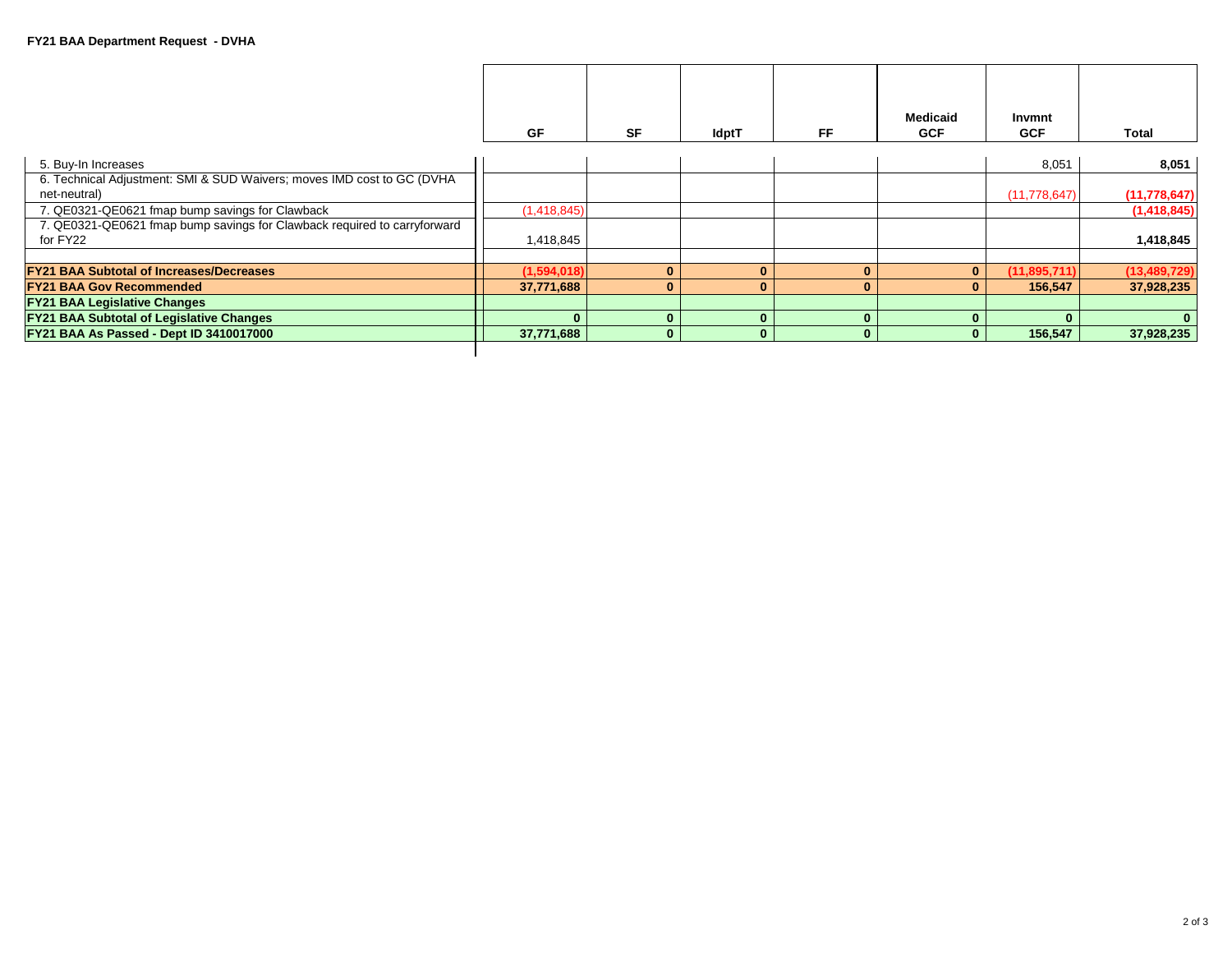**FY21 BAA Department Request - DVHA**

| | GF | SF | IdptT | FF | Medicaid GCF | Invmnt GCF | Total |
|---|---|---|---|---|---|---|---|
| 5. Buy-In Increases | | | | | | 8,051 | **8,051** |
| 6. Technical Adjustment: SMI & SUD Waivers; moves IMD cost to GC (DVHA net-neutral) | | | | | | (11,778,647) | **(11,778,647)** |
| 7. QE0321-QE0621 fmap bump savings for Clawback | (1,418,845) | | | | | | **(1,418,845)** |
| 7. QE0321-QE0621 fmap bump savings for Clawback required to carryforward for FY22 | 1,418,845 | | | | | | **1,418,845** |
| | | | | | | | |
| **FY21 BAA Subtotal of Increases/Decreases** | **(1,594,018)** | **0** | **0** | **0** | **0** | **(11,895,711)** | **(13,489,729)** |
| **FY21 BAA Gov Recommended** | **37,771,688** | **0** | **0** | **0** | **0** | **156,547** | **37,928,235** |
| **FY21 BAA Legislative Changes** | | | | | | | |
| **FY21 BAA Subtotal of Legislative Changes** | **0** | **0** | **0** | **0** | **0** | **0** | **0** |
| **FY21 BAA As Passed - Dept ID 3410017000** | **37,771,688** | **0** | **0** | **0** | **0** | **156,547** | **37,928,235** |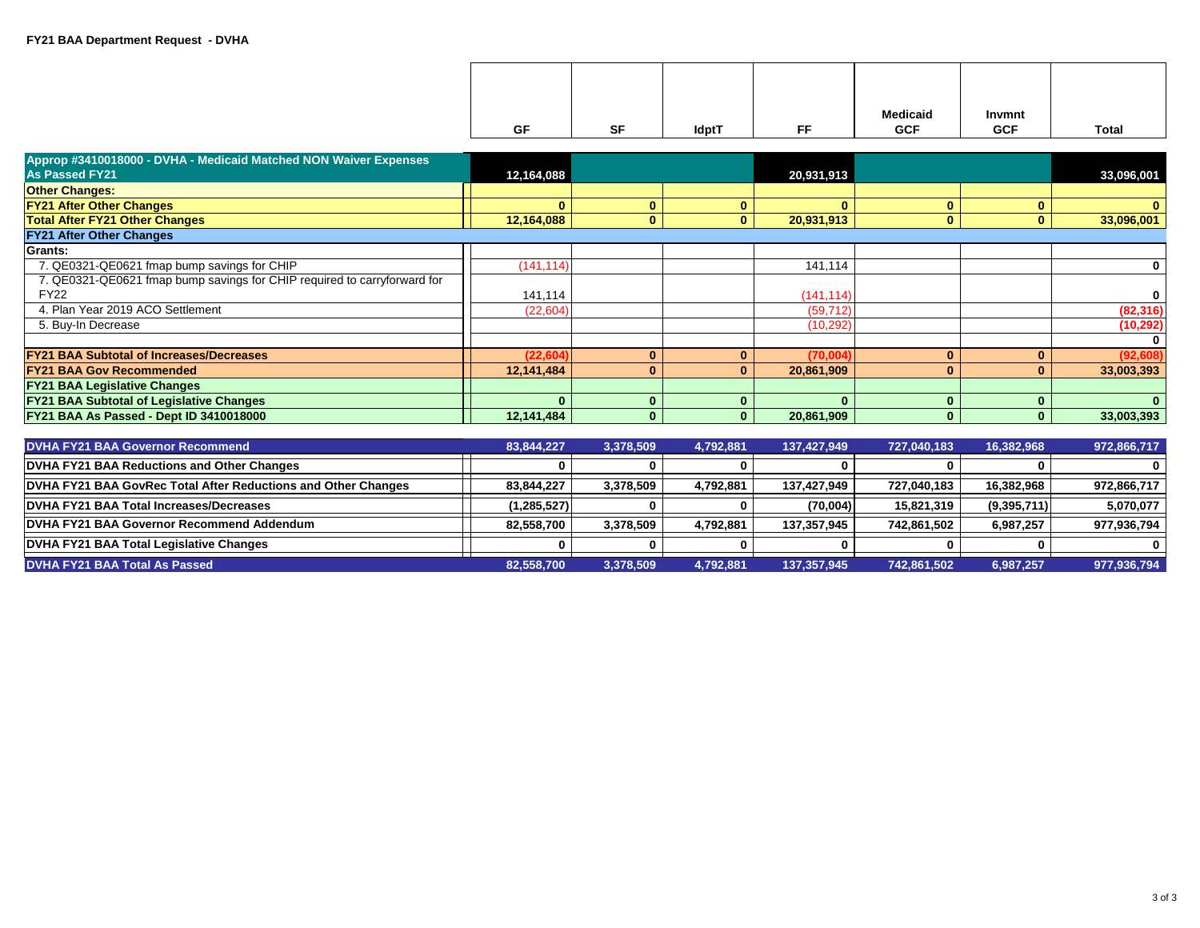**FY21 BAA Department Request - DVHA**

| | GF | SF | IdptT | FF | Medicaid GCF | Invmnt GCF | Total |
|---|---|---|---|---|---|---|---|
| **Approp #3410018000 - DVHA - Medicaid Matched NON Waiver Expenses As Passed FY21** | 12,164,088 | | | 20,931,913 | | | 33,096,001 |
| **Other Changes:** | | | | | | | |
| **FY21 After Other Changes** | 0 | 0 | 0 | 0 | 0 | 0 | 0 |
| **Total After FY21 Other Changes** | 12,164,088 | 0 | 0 | 20,931,913 | 0 | 0 | 33,096,001 |
| **FY21 After Other Changes** | | | | | | | |
| **Grants:** | | | | | | | |
| 7. QE0321-QE0621 fmap bump savings for CHIP | (141,114) | | | 141,114 | | | 0 |
| 7. QE0321-QE0621 fmap bump savings for CHIP required to carryforward for FY22 | 141,114 | | | (141,114) | | | 0 |
| 4. Plan Year 2019 ACO Settlement | (22,604) | | | (59,712) | | | (82,316) |
| 5. Buy-In Decrease | | | | (10,292) | | | (10,292) |
| | | | | | | | 0 |
| **FY21 BAA Subtotal of Increases/Decreases** | (22,604) | 0 | 0 | (70,004) | 0 | 0 | (92,608) |
| **FY21 BAA Gov Recommended** | 12,141,484 | 0 | 0 | 20,861,909 | 0 | 0 | 33,003,393 |
| **FY21 BAA Legislative Changes** | | | | | | | |
| **FY21 BAA Subtotal of Legislative Changes** | 0 | 0 | 0 | 0 | 0 | 0 | 0 |
| **FY21 BAA As Passed - Dept ID 3410018000** | 12,141,484 | 0 | 0 | 20,861,909 | 0 | 0 | 33,003,393 |

| | GF | SF | IdptT | FF | Medicaid GCF | Invmnt GCF | Total |
|---|---|---|---|---|---|---|---|
| **DVHA FY21 BAA Governor Recommend** | 83,844,227 | 3,378,509 | 4,792,881 | 137,427,949 | 727,040,183 | 16,382,968 | 972,866,717 |
| **DVHA FY21 BAA Reductions and Other Changes** | 0 | 0 | 0 | 0 | 0 | 0 | 0 |
| **DVHA FY21 BAA GovRec Total After Reductions and Other Changes** | 83,844,227 | 3,378,509 | 4,792,881 | 137,427,949 | 727,040,183 | 16,382,968 | 972,866,717 |
| **DVHA FY21 BAA Total Increases/Decreases** | (1,285,527) | 0 | 0 | (70,004) | 15,821,319 | (9,395,711) | 5,070,077 |
| **DVHA FY21 BAA Governor Recommend Addendum** | 82,558,700 | 3,378,509 | 4,792,881 | 137,357,945 | 742,861,502 | 6,987,257 | 977,936,794 |
| **DVHA FY21 BAA Total Legislative Changes** | 0 | 0 | 0 | 0 | 0 | 0 | 0 |
| **DVHA FY21 BAA Total As Passed** | 82,558,700 | 3,378,509 | 4,792,881 | 137,357,945 | 742,861,502 | 6,987,257 | 977,936,794 |